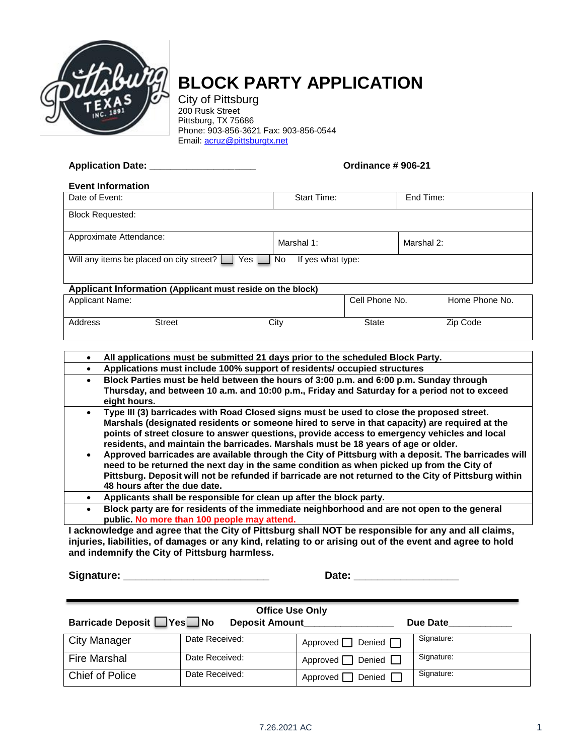# BLOCK PARTY APPLICATION

City of Pittsburg
200 Rusk Street
Pittsburg, TX 75686
Phone: 903-856-3621 Fax: 903-856-0544
Email: acruz@pittsburgtx.net

**Application Date:** ____________________ **Ordinance # 906-21**

**Event Information**

| Date of Event: | Start Time: | End Time: |
|---|---|---|
| Block Requested: | | |
| Approximate Attendance: | Marshal 1: | Marshal 2: |
| Will any items be placed on city street? ☐ Yes ☐ No If yes what type: | | |

**Applicant Information (Applicant must reside on the block)**

| Applicant Name: | | | Cell Phone No. | Home Phone No. |
|---|---|---|---|---|
| Address | Street | City | State | Zip Code |

- **All applications must be submitted 21 days prior to the scheduled Block Party.**
- **Applications must include 100% support of residents/ occupied structures**
- **Block Parties must be held between the hours of 3:00 p.m. and 6:00 p.m. Sunday through Thursday, and between 10 a.m. and 10:00 p.m., Friday and Saturday for a period not to exceed eight hours.**
- **Type III (3) barricades with Road Closed signs must be used to close the proposed street. Marshals (designated residents or someone hired to serve in that capacity) are required at the points of street closure to answer questions, provide access to emergency vehicles and local residents, and maintain the barricades. Marshals must be 18 years of age or older.**
- **Approved barricades are available through the City of Pittsburg with a deposit. The barricades will need to be returned the next day in the same condition as when picked up from the City of Pittsburg. Deposit will not be refunded if barricade are not returned to the City of Pittsburg within 48 hours after the due date.**
- **Applicants shall be responsible for clean up after the block party.**
- **Block party are for residents of the immediate neighborhood and are not open to the general public. No more than 100 people may attend.**

**I acknowledge and agree that the City of Pittsburg shall NOT be responsible for any and all claims, injuries, liabilities, of damages or any kind, relating to or arising out of the event and agree to hold and indemnify the City of Pittsburg harmless.**

**Signature:** __________________________ **Date:** ___________________

---

**Office Use Only**

**Barricade Deposit** ☐ **Yes** ☐ **No** **Deposit Amount**_________________ **Due Date**____________

| | | | |
|---|---|---|---|
| City Manager | Date Received: | Approved ☐ Denied ☐ | Signature: |
| Fire Marshal | Date Received: | Approved ☐ Denied ☐ | Signature: |
| Chief of Police | Date Received: | Approved ☐ Denied ☐ | Signature: |

7.26.2021 AC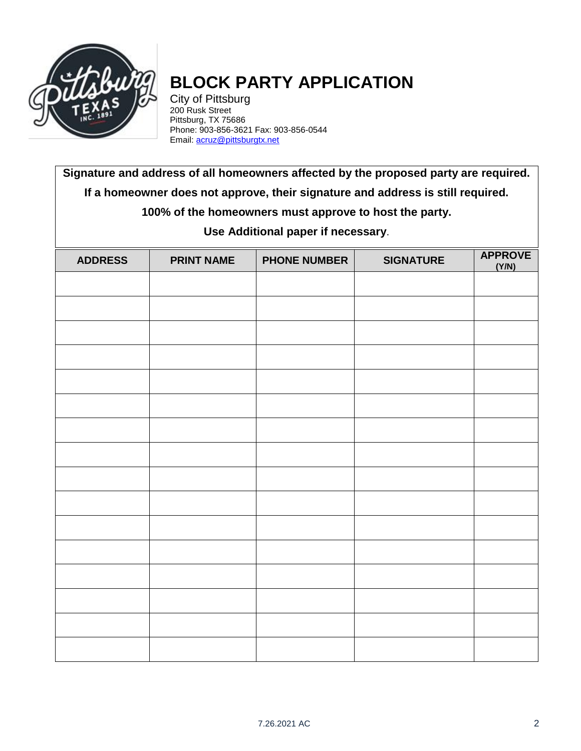# BLOCK PARTY APPLICATION

City of Pittsburg
200 Rusk Street
Pittsburg, TX 75686
Phone: 903-856-3621 Fax: 903-856-0544
Email: acruz@pittsburgtx.net

**Signature and address of all homeowners affected by the proposed party are required.**

**If a homeowner does not approve, their signature and address is still required.**

**100% of the homeowners must approve to host the party.**

**Use Additional paper if necessary.**

| ADDRESS | PRINT NAME | PHONE NUMBER | SIGNATURE | APPROVE (Y/N) |
|---|---|---|---|---|
| | | | | |
| | | | | |
| | | | | |
| | | | | |
| | | | | |
| | | | | |
| | | | | |
| | | | | |
| | | | | |
| | | | | |
| | | | | |
| | | | | |
| | | | | |
| | | | | |
| | | | | |
| | | | | |

7.26.2021 AC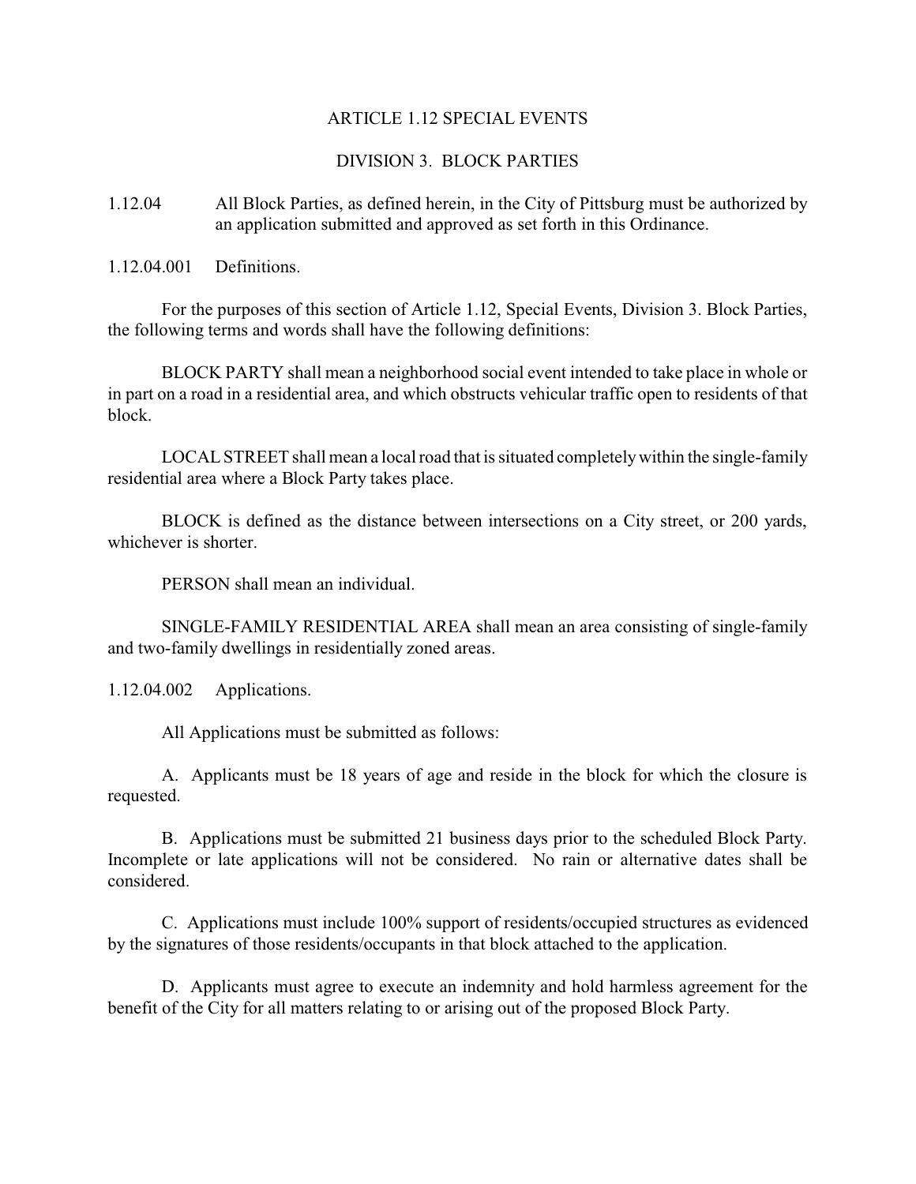## ARTICLE 1.12 SPECIAL EVENTS

### DIVISION 3. BLOCK PARTIES

1.12.04 All Block Parties, as defined herein, in the City of Pittsburg must be authorized by an application submitted and approved as set forth in this Ordinance.

1.12.04.001 Definitions.

For the purposes of this section of Article 1.12, Special Events, Division 3. Block Parties, the following terms and words shall have the following definitions:

BLOCK PARTY shall mean a neighborhood social event intended to take place in whole or in part on a road in a residential area, and which obstructs vehicular traffic open to residents of that block.

LOCAL STREET shall mean a local road that is situated completely within the single-family residential area where a Block Party takes place.

BLOCK is defined as the distance between intersections on a City street, or 200 yards, whichever is shorter.

PERSON shall mean an individual.

SINGLE-FAMILY RESIDENTIAL AREA shall mean an area consisting of single-family and two-family dwellings in residentially zoned areas.

1.12.04.002 Applications.

All Applications must be submitted as follows:

A. Applicants must be 18 years of age and reside in the block for which the closure is requested.

B. Applications must be submitted 21 business days prior to the scheduled Block Party. Incomplete or late applications will not be considered. No rain or alternative dates shall be considered.

C. Applications must include 100% support of residents/occupied structures as evidenced by the signatures of those residents/occupants in that block attached to the application.

D. Applicants must agree to execute an indemnity and hold harmless agreement for the benefit of the City for all matters relating to or arising out of the proposed Block Party.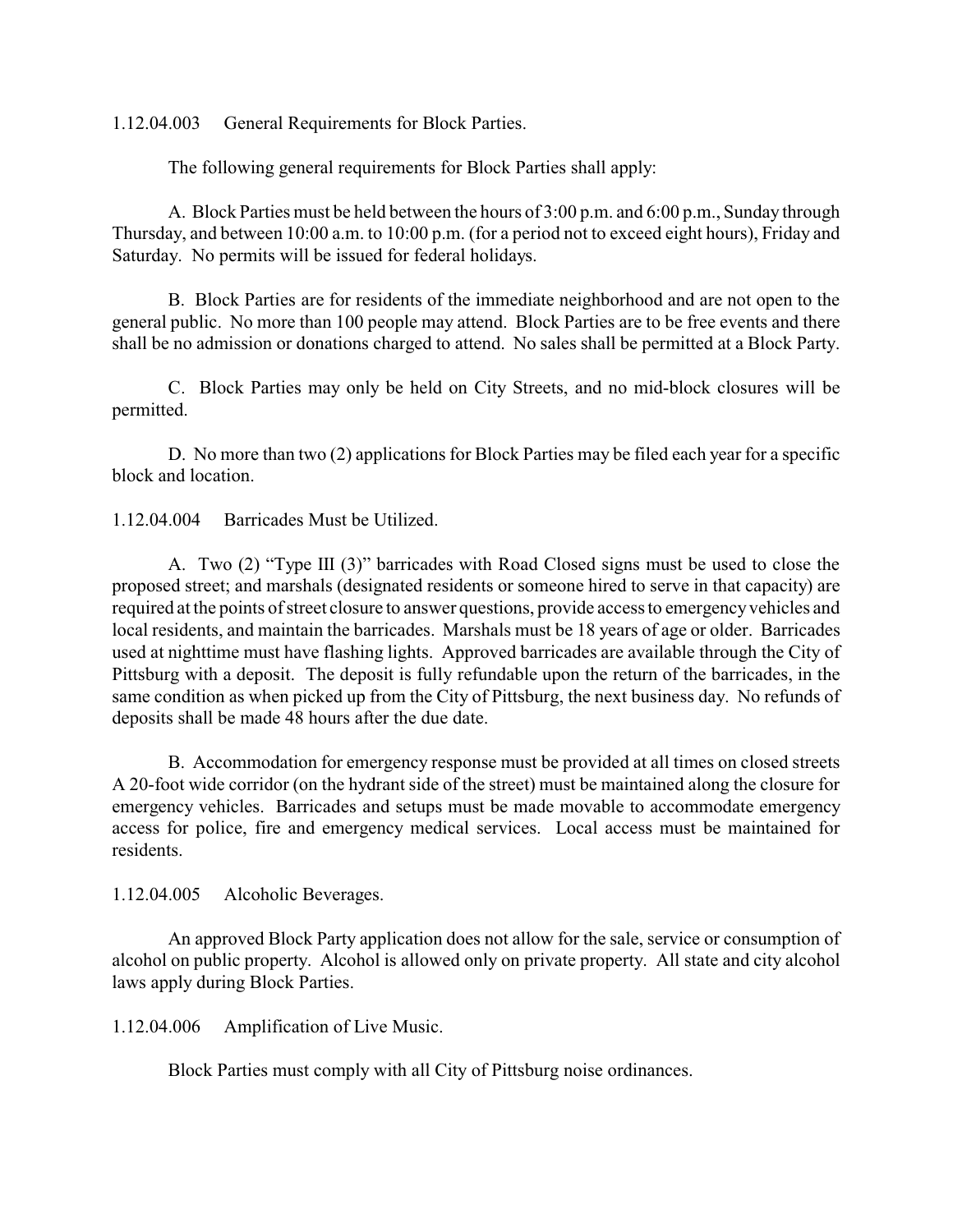1.12.04.003 General Requirements for Block Parties.

The following general requirements for Block Parties shall apply:

A. Block Parties must be held between the hours of 3:00 p.m. and 6:00 p.m., Sunday through Thursday, and between 10:00 a.m. to 10:00 p.m. (for a period not to exceed eight hours), Friday and Saturday. No permits will be issued for federal holidays.

B. Block Parties are for residents of the immediate neighborhood and are not open to the general public. No more than 100 people may attend. Block Parties are to be free events and there shall be no admission or donations charged to attend. No sales shall be permitted at a Block Party.

C. Block Parties may only be held on City Streets, and no mid-block closures will be permitted.

D. No more than two (2) applications for Block Parties may be filed each year for a specific block and location.

1.12.04.004 Barricades Must be Utilized.

A. Two (2) "Type III (3)" barricades with Road Closed signs must be used to close the proposed street; and marshals (designated residents or someone hired to serve in that capacity) are required at the points of street closure to answer questions, provide access to emergency vehicles and local residents, and maintain the barricades. Marshals must be 18 years of age or older. Barricades used at nighttime must have flashing lights. Approved barricades are available through the City of Pittsburg with a deposit. The deposit is fully refundable upon the return of the barricades, in the same condition as when picked up from the City of Pittsburg, the next business day. No refunds of deposits shall be made 48 hours after the due date.

B. Accommodation for emergency response must be provided at all times on closed streets A 20-foot wide corridor (on the hydrant side of the street) must be maintained along the closure for emergency vehicles. Barricades and setups must be made movable to accommodate emergency access for police, fire and emergency medical services. Local access must be maintained for residents.

1.12.04.005 Alcoholic Beverages.

An approved Block Party application does not allow for the sale, service or consumption of alcohol on public property. Alcohol is allowed only on private property. All state and city alcohol laws apply during Block Parties.

1.12.04.006 Amplification of Live Music.

Block Parties must comply with all City of Pittsburg noise ordinances.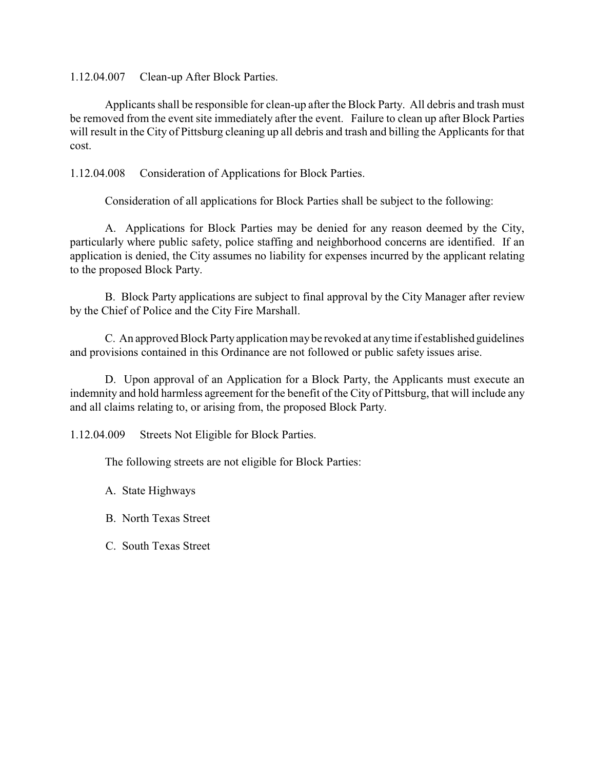1.12.04.007 Clean-up After Block Parties.

Applicants shall be responsible for clean-up after the Block Party. All debris and trash must be removed from the event site immediately after the event. Failure to clean up after Block Parties will result in the City of Pittsburg cleaning up all debris and trash and billing the Applicants for that cost.

1.12.04.008 Consideration of Applications for Block Parties.

Consideration of all applications for Block Parties shall be subject to the following:

A. Applications for Block Parties may be denied for any reason deemed by the City, particularly where public safety, police staffing and neighborhood concerns are identified. If an application is denied, the City assumes no liability for expenses incurred by the applicant relating to the proposed Block Party.

B. Block Party applications are subject to final approval by the City Manager after review by the Chief of Police and the City Fire Marshall.

C. An approved Block Party application may be revoked at any time if established guidelines and provisions contained in this Ordinance are not followed or public safety issues arise.

D. Upon approval of an Application for a Block Party, the Applicants must execute an indemnity and hold harmless agreement for the benefit of the City of Pittsburg, that will include any and all claims relating to, or arising from, the proposed Block Party.

1.12.04.009 Streets Not Eligible for Block Parties.

The following streets are not eligible for Block Parties:

A. State Highways

B. North Texas Street

C. South Texas Street